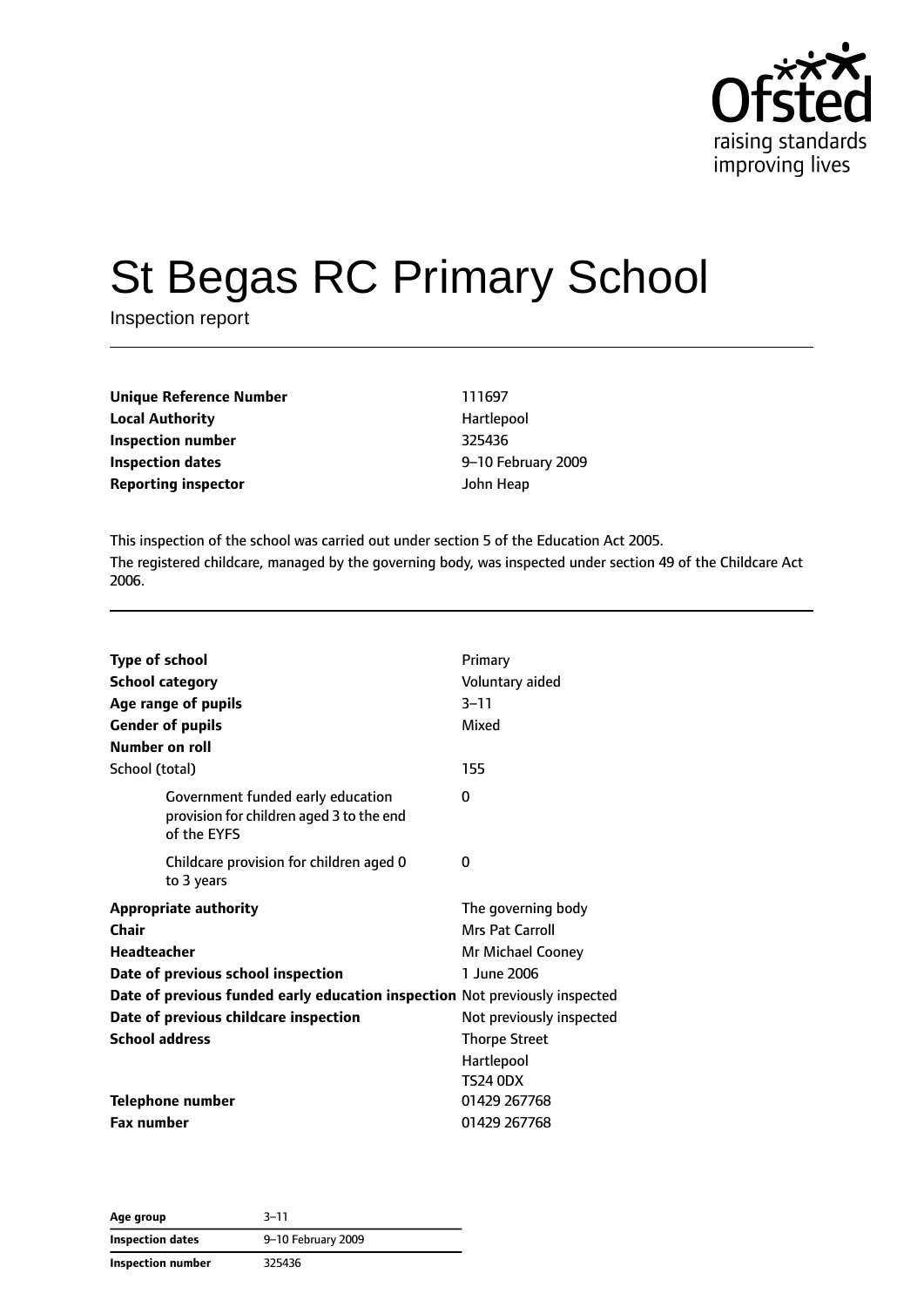Ofsted
raising standards
improving lives

# St Begas RC Primary School

Inspection report

| | |
|---|---|
| **Unique Reference Number** | 111697 |
| **Local Authority** | Hartlepool |
| **Inspection number** | 325436 |
| **Inspection dates** | 9–10 February 2009 |
| **Reporting inspector** | John Heap |

This inspection of the school was carried out under section 5 of the Education Act 2005.
The registered childcare, managed by the governing body, was inspected under section 49 of the Childcare Act 2006.

| | |
|---|---|
| **Type of school** | Primary |
| **School category** | Voluntary aided |
| **Age range of pupils** | 3–11 |
| **Gender of pupils** | Mixed |
| **Number on roll** | |
| School (total) | 155 |
| Government funded early education provision for children aged 3 to the end of the EYFS | 0 |
| Childcare provision for children aged 0 to 3 years | 0 |
| **Appropriate authority** | The governing body |
| **Chair** | Mrs Pat Carroll |
| **Headteacher** | Mr Michael Cooney |
| **Date of previous school inspection** | 1 June 2006 |
| **Date of previous funded early education inspection** | Not previously inspected |
| **Date of previous childcare inspection** | Not previously inspected |
| **School address** | Thorpe Street<br>Hartlepool<br>TS24 0DX |
| **Telephone number** | 01429 267768 |
| **Fax number** | 01429 267768 |

| | |
|---|---|
| **Age group** | 3–11 |
| **Inspection dates** | 9–10 February 2009 |
| **Inspection number** | 325436 |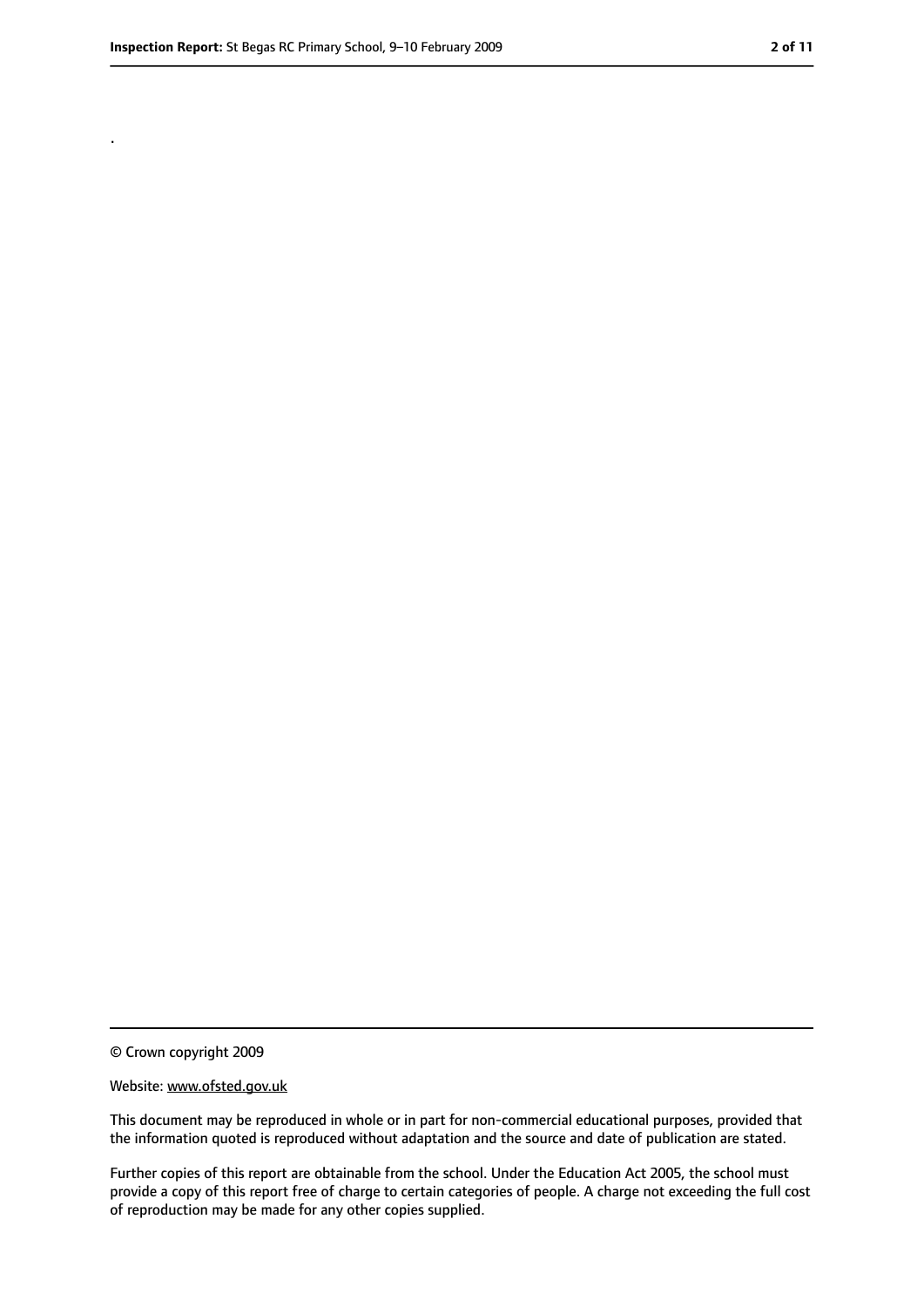.

© Crown copyright 2009

Website: www.ofsted.gov.uk

This document may be reproduced in whole or in part for non-commercial educational purposes, provided that the information quoted is reproduced without adaptation and the source and date of publication are stated.

Further copies of this report are obtainable from the school. Under the Education Act 2005, the school must provide a copy of this report free of charge to certain categories of people. A charge not exceeding the full cost of reproduction may be made for any other copies supplied.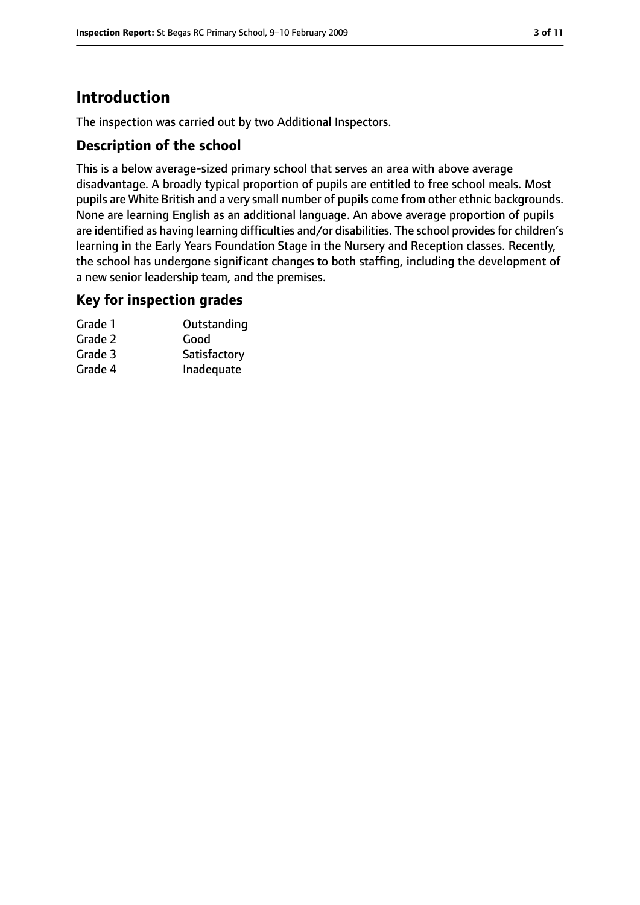# Introduction

The inspection was carried out by two Additional Inspectors.

## Description of the school

This is a below average-sized primary school that serves an area with above average disadvantage. A broadly typical proportion of pupils are entitled to free school meals. Most pupils are White British and a very small number of pupils come from other ethnic backgrounds. None are learning English as an additional language. An above average proportion of pupils are identified as having learning difficulties and/or disabilities. The school provides for children's learning in the Early Years Foundation Stage in the Nursery and Reception classes. Recently, the school has undergone significant changes to both staffing, including the development of a new senior leadership team, and the premises.

## Key for inspection grades

| | |
|---|---|
| Grade 1 | Outstanding |
| Grade 2 | Good |
| Grade 3 | Satisfactory |
| Grade 4 | Inadequate |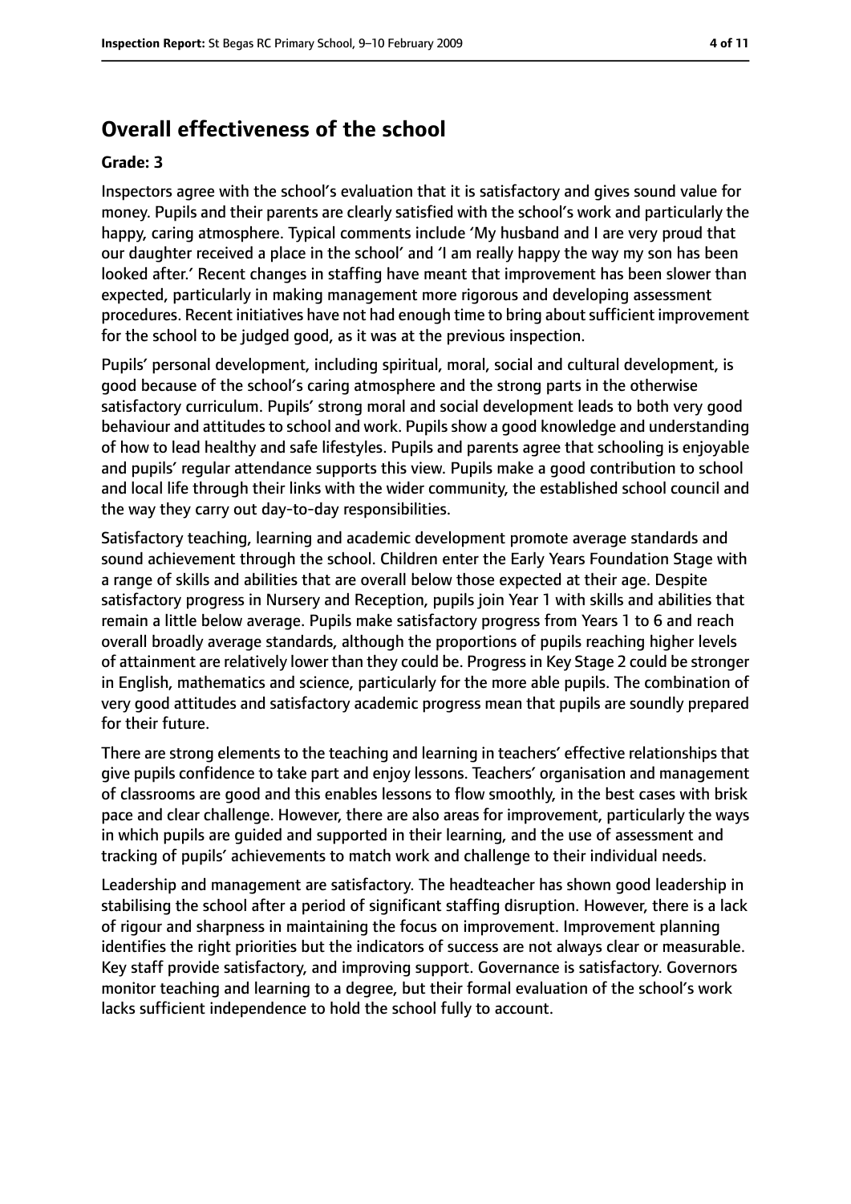## Overall effectiveness of the school

**Grade: 3**

Inspectors agree with the school's evaluation that it is satisfactory and gives sound value for money. Pupils and their parents are clearly satisfied with the school's work and particularly the happy, caring atmosphere. Typical comments include 'My husband and I are very proud that our daughter received a place in the school' and 'I am really happy the way my son has been looked after.' Recent changes in staffing have meant that improvement has been slower than expected, particularly in making management more rigorous and developing assessment procedures. Recent initiatives have not had enough time to bring about sufficient improvement for the school to be judged good, as it was at the previous inspection.

Pupils' personal development, including spiritual, moral, social and cultural development, is good because of the school's caring atmosphere and the strong parts in the otherwise satisfactory curriculum. Pupils' strong moral and social development leads to both very good behaviour and attitudes to school and work. Pupils show a good knowledge and understanding of how to lead healthy and safe lifestyles. Pupils and parents agree that schooling is enjoyable and pupils' regular attendance supports this view. Pupils make a good contribution to school and local life through their links with the wider community, the established school council and the way they carry out day-to-day responsibilities.

Satisfactory teaching, learning and academic development promote average standards and sound achievement through the school. Children enter the Early Years Foundation Stage with a range of skills and abilities that are overall below those expected at their age. Despite satisfactory progress in Nursery and Reception, pupils join Year 1 with skills and abilities that remain a little below average. Pupils make satisfactory progress from Years 1 to 6 and reach overall broadly average standards, although the proportions of pupils reaching higher levels of attainment are relatively lower than they could be. Progress in Key Stage 2 could be stronger in English, mathematics and science, particularly for the more able pupils. The combination of very good attitudes and satisfactory academic progress mean that pupils are soundly prepared for their future.

There are strong elements to the teaching and learning in teachers' effective relationships that give pupils confidence to take part and enjoy lessons. Teachers' organisation and management of classrooms are good and this enables lessons to flow smoothly, in the best cases with brisk pace and clear challenge. However, there are also areas for improvement, particularly the ways in which pupils are guided and supported in their learning, and the use of assessment and tracking of pupils' achievements to match work and challenge to their individual needs.

Leadership and management are satisfactory. The headteacher has shown good leadership in stabilising the school after a period of significant staffing disruption. However, there is a lack of rigour and sharpness in maintaining the focus on improvement. Improvement planning identifies the right priorities but the indicators of success are not always clear or measurable. Key staff provide satisfactory, and improving support. Governance is satisfactory. Governors monitor teaching and learning to a degree, but their formal evaluation of the school's work lacks sufficient independence to hold the school fully to account.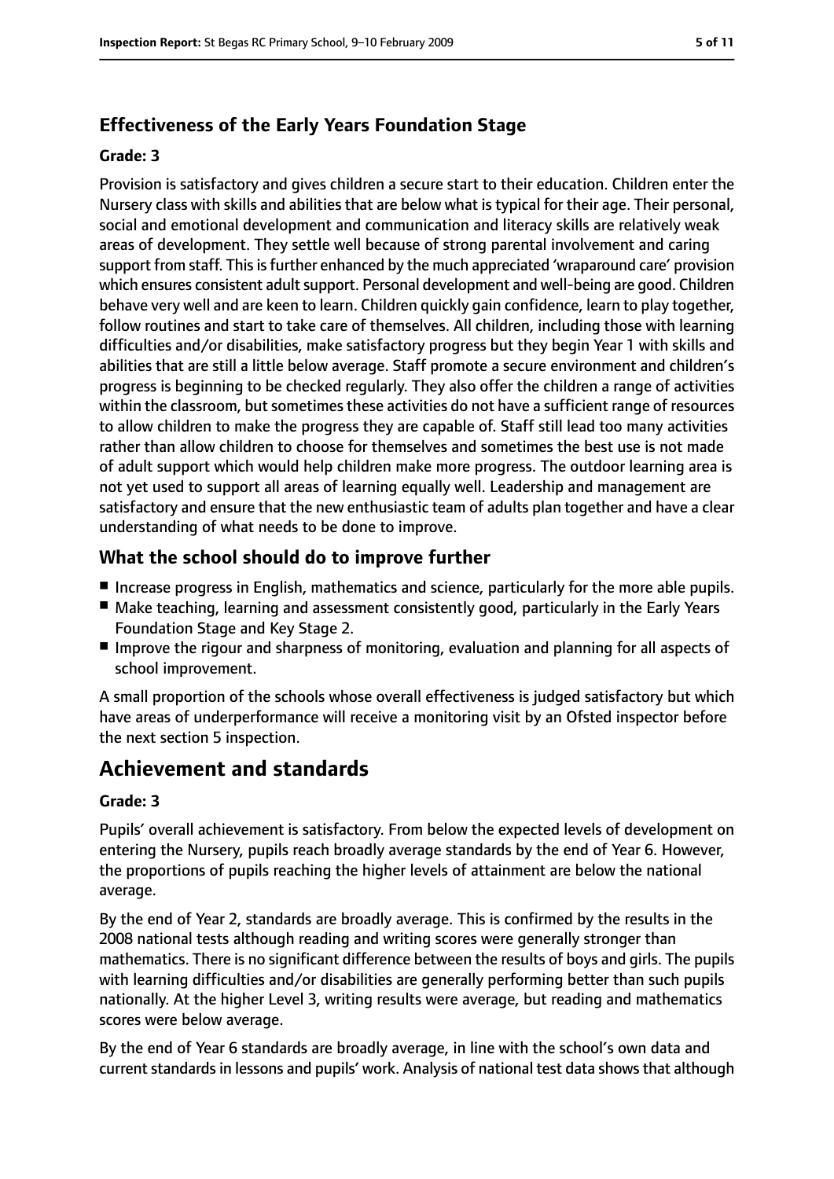### Effectiveness of the Early Years Foundation Stage

#### Grade: 3

Provision is satisfactory and gives children a secure start to their education. Children enter the Nursery class with skills and abilities that are below what is typical for their age. Their personal, social and emotional development and communication and literacy skills are relatively weak areas of development. They settle well because of strong parental involvement and caring support from staff. This is further enhanced by the much appreciated 'wraparound care' provision which ensures consistent adult support. Personal development and well-being are good. Children behave very well and are keen to learn. Children quickly gain confidence, learn to play together, follow routines and start to take care of themselves. All children, including those with learning difficulties and/or disabilities, make satisfactory progress but they begin Year 1 with skills and abilities that are still a little below average. Staff promote a secure environment and children's progress is beginning to be checked regularly. They also offer the children a range of activities within the classroom, but sometimes these activities do not have a sufficient range of resources to allow children to make the progress they are capable of. Staff still lead too many activities rather than allow children to choose for themselves and sometimes the best use is not made of adult support which would help children make more progress. The outdoor learning area is not yet used to support all areas of learning equally well. Leadership and management are satisfactory and ensure that the new enthusiastic team of adults plan together and have a clear understanding of what needs to be done to improve.

### What the school should do to improve further

- Increase progress in English, mathematics and science, particularly for the more able pupils.
- Make teaching, learning and assessment consistently good, particularly in the Early Years Foundation Stage and Key Stage 2.
- Improve the rigour and sharpness of monitoring, evaluation and planning for all aspects of school improvement.

A small proportion of the schools whose overall effectiveness is judged satisfactory but which have areas of underperformance will receive a monitoring visit by an Ofsted inspector before the next section 5 inspection.

## Achievement and standards

#### Grade: 3

Pupils' overall achievement is satisfactory. From below the expected levels of development on entering the Nursery, pupils reach broadly average standards by the end of Year 6. However, the proportions of pupils reaching the higher levels of attainment are below the national average.

By the end of Year 2, standards are broadly average. This is confirmed by the results in the 2008 national tests although reading and writing scores were generally stronger than mathematics. There is no significant difference between the results of boys and girls. The pupils with learning difficulties and/or disabilities are generally performing better than such pupils nationally. At the higher Level 3, writing results were average, but reading and mathematics scores were below average.

By the end of Year 6 standards are broadly average, in line with the school's own data and current standards in lessons and pupils' work. Analysis of national test data shows that although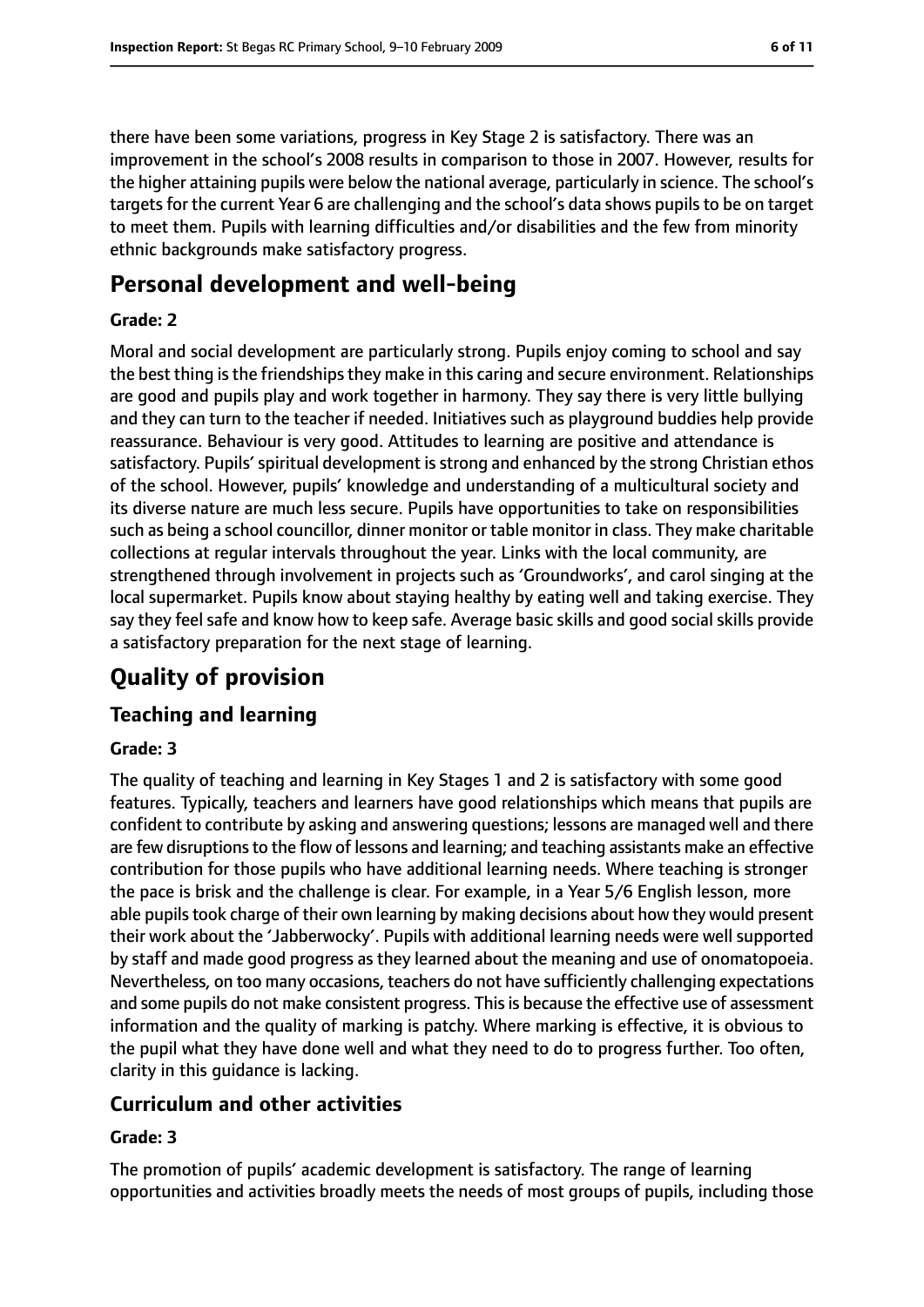there have been some variations, progress in Key Stage 2 is satisfactory. There was an improvement in the school's 2008 results in comparison to those in 2007. However, results for the higher attaining pupils were below the national average, particularly in science. The school's targets for the current Year 6 are challenging and the school's data shows pupils to be on target to meet them. Pupils with learning difficulties and/or disabilities and the few from minority ethnic backgrounds make satisfactory progress.

# Personal development and well-being

**Grade: 2**

Moral and social development are particularly strong. Pupils enjoy coming to school and say the best thing is the friendships they make in this caring and secure environment. Relationships are good and pupils play and work together in harmony. They say there is very little bullying and they can turn to the teacher if needed. Initiatives such as playground buddies help provide reassurance. Behaviour is very good. Attitudes to learning are positive and attendance is satisfactory. Pupils' spiritual development is strong and enhanced by the strong Christian ethos of the school. However, pupils' knowledge and understanding of a multicultural society and its diverse nature are much less secure. Pupils have opportunities to take on responsibilities such as being a school councillor, dinner monitor or table monitor in class. They make charitable collections at regular intervals throughout the year. Links with the local community, are strengthened through involvement in projects such as 'Groundworks', and carol singing at the local supermarket. Pupils know about staying healthy by eating well and taking exercise. They say they feel safe and know how to keep safe. Average basic skills and good social skills provide a satisfactory preparation for the next stage of learning.

# Quality of provision

## Teaching and learning

**Grade: 3**

The quality of teaching and learning in Key Stages 1 and 2 is satisfactory with some good features. Typically, teachers and learners have good relationships which means that pupils are confident to contribute by asking and answering questions; lessons are managed well and there are few disruptions to the flow of lessons and learning; and teaching assistants make an effective contribution for those pupils who have additional learning needs. Where teaching is stronger the pace is brisk and the challenge is clear. For example, in a Year 5/6 English lesson, more able pupils took charge of their own learning by making decisions about how they would present their work about the 'Jabberwocky'. Pupils with additional learning needs were well supported by staff and made good progress as they learned about the meaning and use of onomatopoeia. Nevertheless, on too many occasions, teachers do not have sufficiently challenging expectations and some pupils do not make consistent progress. This is because the effective use of assessment information and the quality of marking is patchy. Where marking is effective, it is obvious to the pupil what they have done well and what they need to do to progress further. Too often, clarity in this guidance is lacking.

## Curriculum and other activities

**Grade: 3**

The promotion of pupils' academic development is satisfactory. The range of learning opportunities and activities broadly meets the needs of most groups of pupils, including those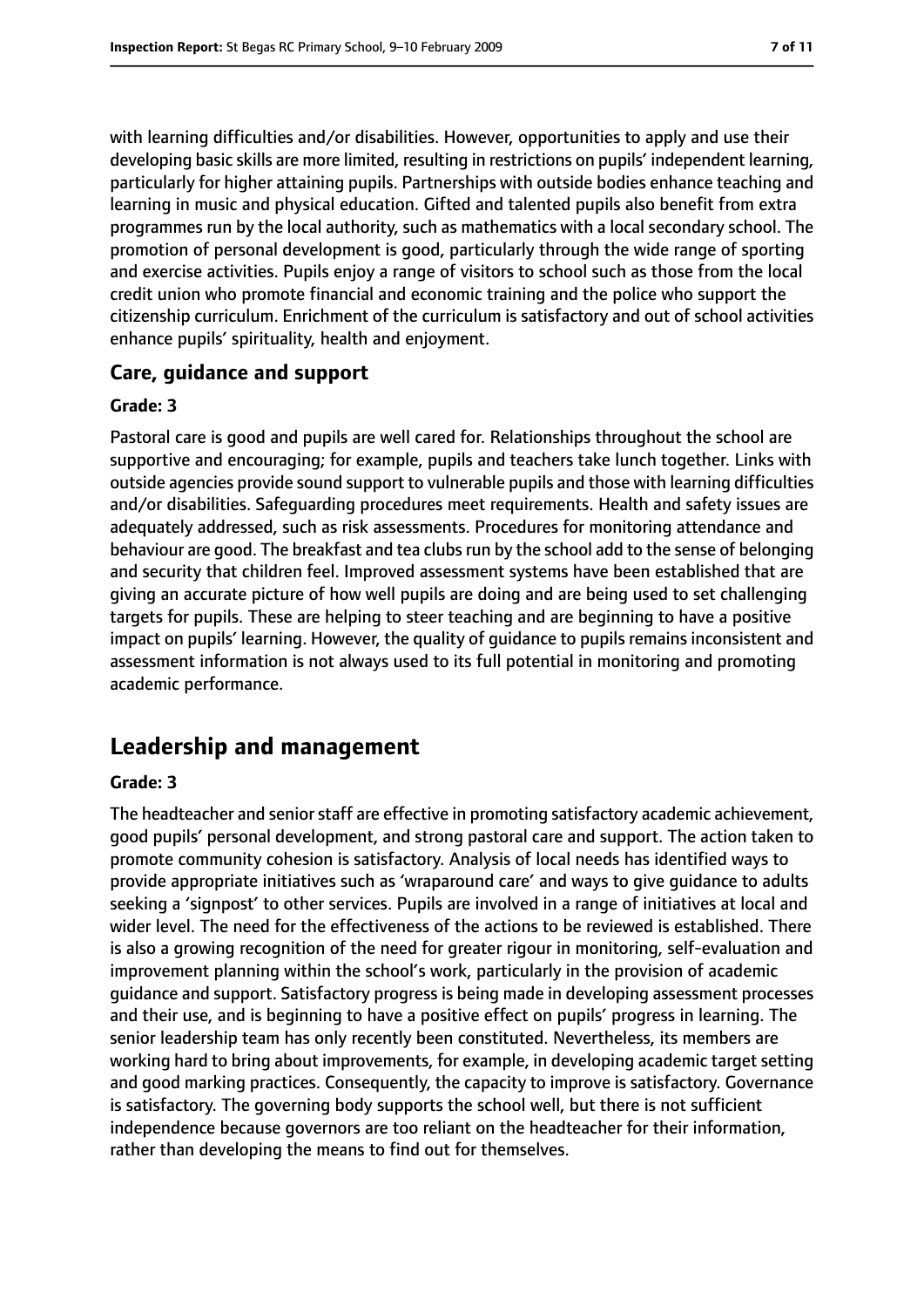with learning difficulties and/or disabilities. However, opportunities to apply and use their developing basic skills are more limited, resulting in restrictions on pupils' independent learning, particularly for higher attaining pupils. Partnerships with outside bodies enhance teaching and learning in music and physical education. Gifted and talented pupils also benefit from extra programmes run by the local authority, such as mathematics with a local secondary school. The promotion of personal development is good, particularly through the wide range of sporting and exercise activities. Pupils enjoy a range of visitors to school such as those from the local credit union who promote financial and economic training and the police who support the citizenship curriculum. Enrichment of the curriculum is satisfactory and out of school activities enhance pupils' spirituality, health and enjoyment.

### Care, guidance and support

#### Grade: 3

Pastoral care is good and pupils are well cared for. Relationships throughout the school are supportive and encouraging; for example, pupils and teachers take lunch together. Links with outside agencies provide sound support to vulnerable pupils and those with learning difficulties and/or disabilities. Safeguarding procedures meet requirements. Health and safety issues are adequately addressed, such as risk assessments. Procedures for monitoring attendance and behaviour are good. The breakfast and tea clubs run by the school add to the sense of belonging and security that children feel. Improved assessment systems have been established that are giving an accurate picture of how well pupils are doing and are being used to set challenging targets for pupils. These are helping to steer teaching and are beginning to have a positive impact on pupils' learning. However, the quality of guidance to pupils remains inconsistent and assessment information is not always used to its full potential in monitoring and promoting academic performance.

## Leadership and management

#### Grade: 3

The headteacher and senior staff are effective in promoting satisfactory academic achievement, good pupils' personal development, and strong pastoral care and support. The action taken to promote community cohesion is satisfactory. Analysis of local needs has identified ways to provide appropriate initiatives such as 'wraparound care' and ways to give guidance to adults seeking a 'signpost' to other services. Pupils are involved in a range of initiatives at local and wider level. The need for the effectiveness of the actions to be reviewed is established. There is also a growing recognition of the need for greater rigour in monitoring, self-evaluation and improvement planning within the school's work, particularly in the provision of academic guidance and support. Satisfactory progress is being made in developing assessment processes and their use, and is beginning to have a positive effect on pupils' progress in learning. The senior leadership team has only recently been constituted. Nevertheless, its members are working hard to bring about improvements, for example, in developing academic target setting and good marking practices. Consequently, the capacity to improve is satisfactory. Governance is satisfactory. The governing body supports the school well, but there is not sufficient independence because governors are too reliant on the headteacher for their information, rather than developing the means to find out for themselves.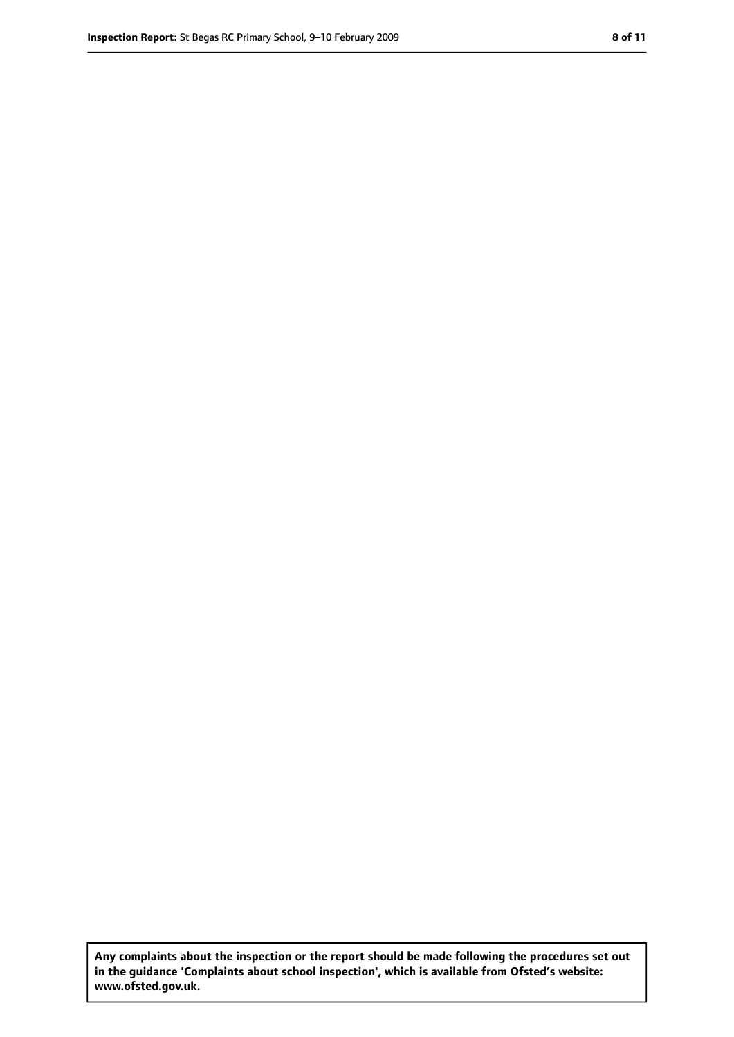**Any complaints about the inspection or the report should be made following the procedures set out in the guidance 'Complaints about school inspection', which is available from Ofsted's website: www.ofsted.gov.uk.**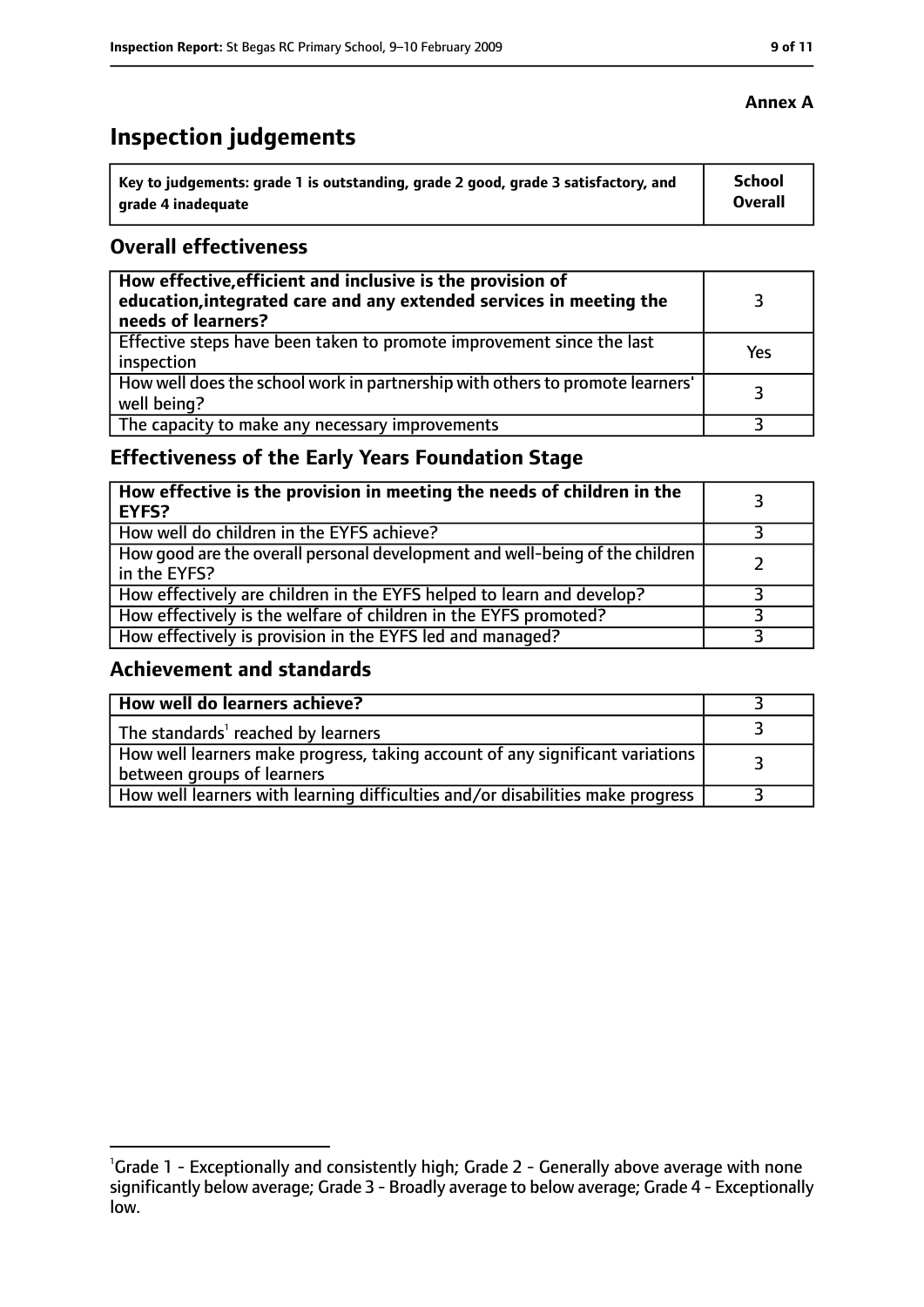**Annex A**

# Inspection judgements

| Key to judgements: grade 1 is outstanding, grade 2 good, grade 3 satisfactory, and grade 4 inadequate | School Overall |
|---|---|

## Overall effectiveness

| | |
|---|---|
| **How effective, efficient and inclusive is the provision of education, integrated care and any extended services in meeting the needs of learners?** | 3 |
| Effective steps have been taken to promote improvement since the last inspection | Yes |
| How well does the school work in partnership with others to promote learners' well being? | 3 |
| The capacity to make any necessary improvements | 3 |

## Effectiveness of the Early Years Foundation Stage

| | |
|---|---|
| **How effective is the provision in meeting the needs of children in the EYFS?** | 3 |
| How well do children in the EYFS achieve? | 3 |
| How good are the overall personal development and well-being of the children in the EYFS? | 2 |
| How effectively are children in the EYFS helped to learn and develop? | 3 |
| How effectively is the welfare of children in the EYFS promoted? | 3 |
| How effectively is provision in the EYFS led and managed? | 3 |

## Achievement and standards

| | |
|---|---|
| **How well do learners achieve?** | 3 |
| The standards[1] reached by learners | 3 |
| How well learners make progress, taking account of any significant variations between groups of learners | 3 |
| How well learners with learning difficulties and/or disabilities make progress | 3 |

[1]Grade 1 - Exceptionally and consistently high; Grade 2 - Generally above average with none significantly below average; Grade 3 - Broadly average to below average; Grade 4 - Exceptionally low.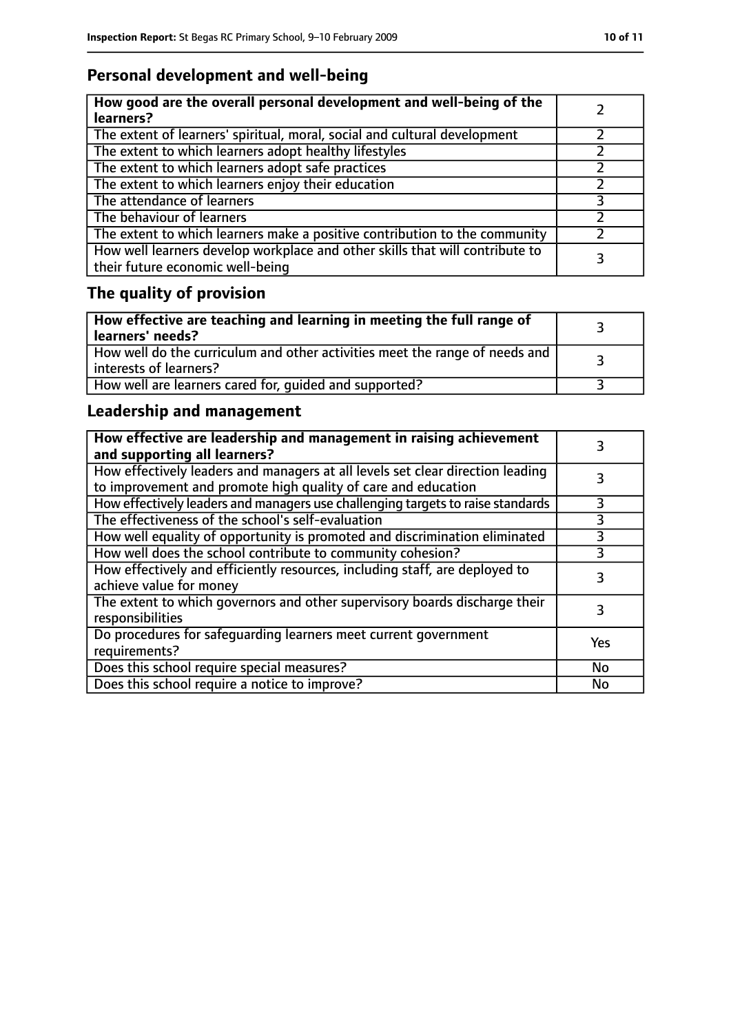## Personal development and well-being

| How good are the overall personal development and well-being of the learners? | 2 |
| --- | --- |
| The extent of learners' spiritual, moral, social and cultural development | 2 |
| The extent to which learners adopt healthy lifestyles | 2 |
| The extent to which learners adopt safe practices | 2 |
| The extent to which learners enjoy their education | 2 |
| The attendance of learners | 3 |
| The behaviour of learners | 2 |
| The extent to which learners make a positive contribution to the community | 2 |
| How well learners develop workplace and other skills that will contribute to their future economic well-being | 3 |

## The quality of provision

| How effective are teaching and learning in meeting the full range of learners' needs? | 3 |
| --- | --- |
| How well do the curriculum and other activities meet the range of needs and interests of learners? | 3 |
| How well are learners cared for, guided and supported? | 3 |

## Leadership and management

| How effective are leadership and management in raising achievement and supporting all learners? | 3 |
| --- | --- |
| How effectively leaders and managers at all levels set clear direction leading to improvement and promote high quality of care and education | 3 |
| How effectively leaders and managers use challenging targets to raise standards | 3 |
| The effectiveness of the school's self-evaluation | 3 |
| How well equality of opportunity is promoted and discrimination eliminated | 3 |
| How well does the school contribute to community cohesion? | 3 |
| How effectively and efficiently resources, including staff, are deployed to achieve value for money | 3 |
| The extent to which governors and other supervisory boards discharge their responsibilities | 3 |
| Do procedures for safeguarding learners meet current government requirements? | Yes |
| Does this school require special measures? | No |
| Does this school require a notice to improve? | No |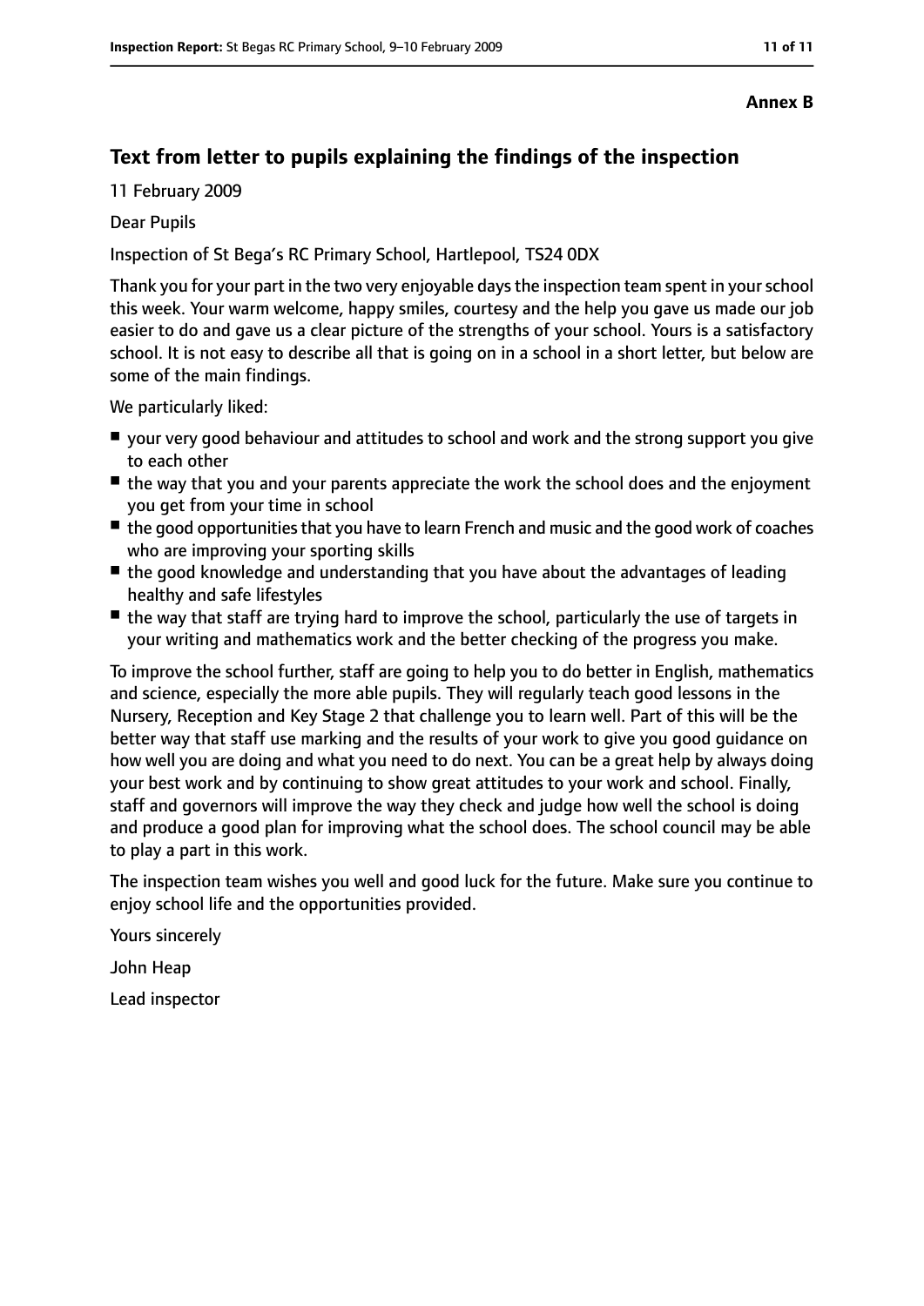**Annex B**

## Text from letter to pupils explaining the findings of the inspection

11 February 2009

Dear Pupils

Inspection of St Bega's RC Primary School, Hartlepool, TS24 0DX

Thank you for your part in the two very enjoyable days the inspection team spent in your school this week. Your warm welcome, happy smiles, courtesy and the help you gave us made our job easier to do and gave us a clear picture of the strengths of your school. Yours is a satisfactory school. It is not easy to describe all that is going on in a school in a short letter, but below are some of the main findings.

We particularly liked:

- your very good behaviour and attitudes to school and work and the strong support you give to each other
- the way that you and your parents appreciate the work the school does and the enjoyment you get from your time in school
- the good opportunities that you have to learn French and music and the good work of coaches who are improving your sporting skills
- the good knowledge and understanding that you have about the advantages of leading healthy and safe lifestyles
- the way that staff are trying hard to improve the school, particularly the use of targets in your writing and mathematics work and the better checking of the progress you make.

To improve the school further, staff are going to help you to do better in English, mathematics and science, especially the more able pupils. They will regularly teach good lessons in the Nursery, Reception and Key Stage 2 that challenge you to learn well. Part of this will be the better way that staff use marking and the results of your work to give you good guidance on how well you are doing and what you need to do next. You can be a great help by always doing your best work and by continuing to show great attitudes to your work and school. Finally, staff and governors will improve the way they check and judge how well the school is doing and produce a good plan for improving what the school does. The school council may be able to play a part in this work.

The inspection team wishes you well and good luck for the future. Make sure you continue to enjoy school life and the opportunities provided.

Yours sincerely

John Heap

Lead inspector